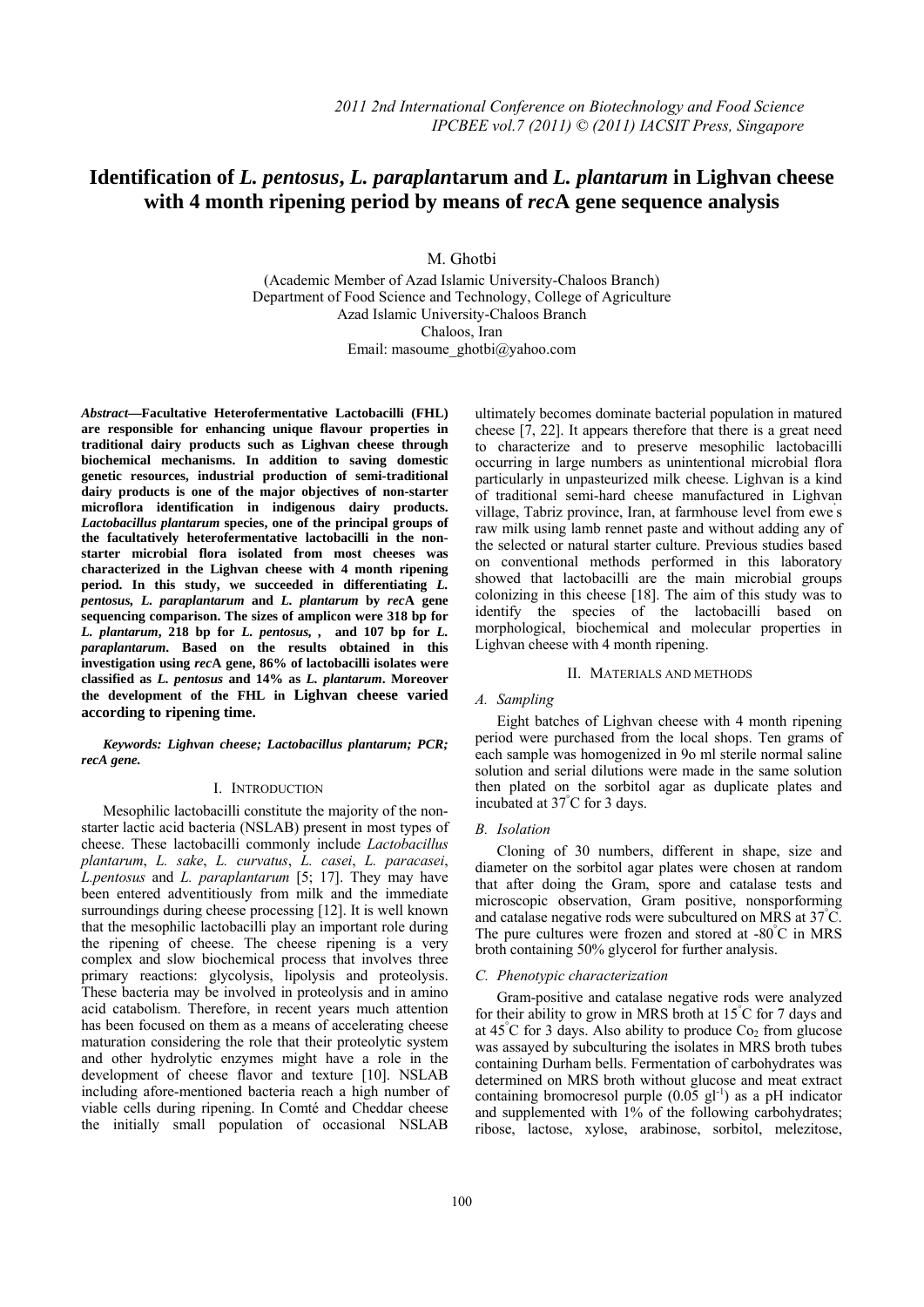# Identification of *L. pentosus*, *L. paraplan*tarum and *L. plantarum* in Lighvan cheese with 4 month ripening period by means of *rec*A gene sequence analysis

M. Ghotbi

(Academic Member of Azad Islamic University-Chaloos Branch)
Department of Food Science and Technology, College of Agriculture
Azad Islamic University-Chaloos Branch
Chaloos, Iran
Email: masoume_ghotbi@yahoo.com

***Abstract*—Facultative Heterofermentative Lactobacilli (FHL) are responsible for enhancing unique flavour properties in traditional dairy products such as Lighvan cheese through biochemical mechanisms. In addition to saving domestic genetic resources, industrial production of semi-traditional dairy products is one of the major objectives of non-starter microflora identification in indigenous dairy products. *Lactobacillus plantarum* species, one of the principal groups of the facultatively heterofermentative lactobacilli in the non-starter microbial flora isolated from most cheeses was characterized in the Lighvan cheese with 4 month ripening period. In this study, we succeeded in differentiating *L. pentosus*, *L. paraplantarum* and *L. plantarum* by *rec*A gene sequencing comparison. The sizes of amplicon were 318 bp for *L. plantarum*, 218 bp for *L. pentosus*, , and 107 bp for *L. paraplantarum*. Based on the results obtained in this investigation using *rec*A gene, 86% of lactobacilli isolates were classified as *L. pentosus* and 14% as *L. plantarum*. Moreover the development of the FHL in Lighvan cheese varied according to ripening time.**

***Keywords: Lighvan cheese; Lactobacillus plantarum; PCR; recA gene.***

## I. INTRODUCTION

Mesophilic lactobacilli constitute the majority of the non-starter lactic acid bacteria (NSLAB) present in most types of cheese. These lactobacilli commonly include *Lactobacillus plantarum*, *L. sake*, *L. curvatus*, *L. casei*, *L. paracasei*, *L.pentosus* and *L. paraplantarum* [5; 17]. They may have been entered adventitiously from milk and the immediate surroundings during cheese processing [12]. It is well known that the mesophilic lactobacilli play an important role during the ripening of cheese. The cheese ripening is a very complex and slow biochemical process that involves three primary reactions: glycolysis, lipolysis and proteolysis. These bacteria may be involved in proteolysis and in amino acid catabolism. Therefore, in recent years much attention has been focused on them as a means of accelerating cheese maturation considering the role that their proteolytic system and other hydrolytic enzymes might have a role in the development of cheese flavor and texture [10]. NSLAB including afore-mentioned bacteria reach a high number of viable cells during ripening. In Comté and Cheddar cheese the initially small population of occasional NSLAB ultimately becomes dominate bacterial population in matured cheese [7, 22]. It appears therefore that there is a great need to characterize and to preserve mesophilic lactobacilli occurring in large numbers as unintentional microbial flora particularly in unpasteurized milk cheese. Lighvan is a kind of traditional semi-hard cheese manufactured in Lighvan village, Tabriz province, Iran, at farmhouse level from ewe's raw milk using lamb rennet paste and without adding any of the selected or natural starter culture. Previous studies based on conventional methods performed in this laboratory showed that lactobacilli are the main microbial groups colonizing in this cheese [18]. The aim of this study was to identify the species of the lactobacilli based on morphological, biochemical and molecular properties in Lighvan cheese with 4 month ripening.

## II. MATERIALS AND METHODS

### *A. Sampling*

Eight batches of Lighvan cheese with 4 month ripening period were purchased from the local shops. Ten grams of each sample was homogenized in 9o ml sterile normal saline solution and serial dilutions were made in the same solution then plated on the sorbitol agar as duplicate plates and incubated at 37°C for 3 days.

### *B. Isolation*

Cloning of 30 numbers, different in shape, size and diameter on the sorbitol agar plates were chosen at random that after doing the Gram, spore and catalase tests and microscopic observation, Gram positive, nonsporforming and catalase negative rods were subcultured on MRS at 37°C. The pure cultures were frozen and stored at -80°C in MRS broth containing 50% glycerol for further analysis.

### *C. Phenotypic characterization*

Gram-positive and catalase negative rods were analyzed for their ability to grow in MRS broth at 15°C for 7 days and at 45°C for 3 days. Also ability to produce $Co_2$ from glucose was assayed by subculturing the isolates in MRS broth tubes containing Durham bells. Fermentation of carbohydrates was determined on MRS broth without glucose and meat extract containing bromocresol purple ($0.05\ gl^{-1}$) as a pH indicator and supplemented with 1% of the following carbohydrates; ribose, lactose, xylose, arabinose, sorbitol, melezitose,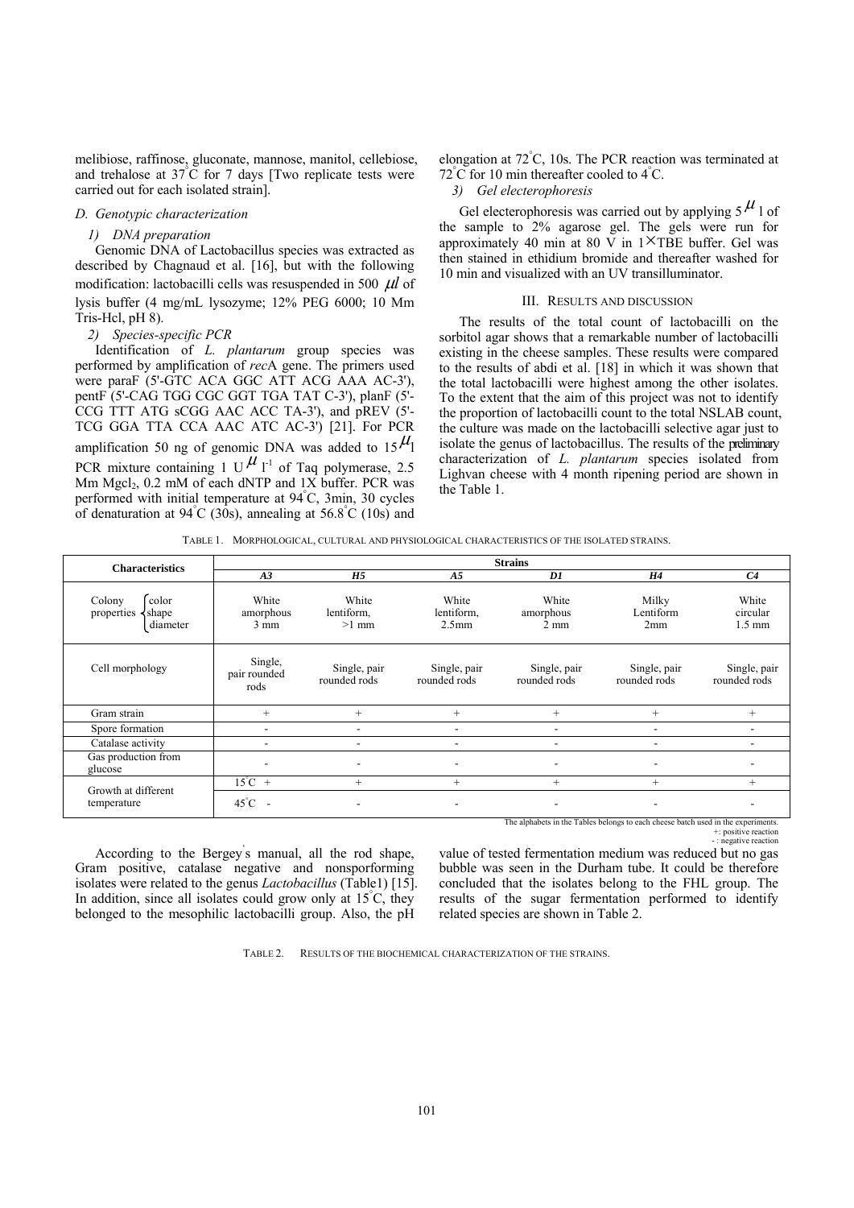melibiose, raffinose, gluconate, mannose, manitol, cellebiose, and trehalose at 37°C for 7 days [Two replicate tests were carried out for each isolated strain].

### *D. Genotypic characterization*

#### *1) DNA preparation*

Genomic DNA of Lactobacillus species was extracted as described by Chagnaud et al. [16], but with the following modification: lactobacilli cells was resuspended in 500 $\mu l$ of lysis buffer (4 mg/mL lysozyme; 12% PEG 6000; 10 Mm Tris-Hcl, pH 8).

#### *2) Species-specific PCR*

Identification of *L. plantarum* group species was performed by amplification of *rec*A gene. The primers used were paraF (5'-GTC ACA GGC ATT ACG AAA AC-3'), pentF (5'-CAG TGG CGC GGT TGA TAT C-3'), planF (5'-CCG TTT ATG sCGG AAC ACC TA-3'), and pREV (5'-TCG GGA TTA CCA AAC ATC AC-3') [21]. For PCR amplification 50 ng of genomic DNA was added to 15 $\mu$l PCR mixture containing 1 U $\mu$ $l^{-1}$ of Taq polymerase, 2.5 Mm $MgCl_2$, 0.2 mM of each dNTP and 1X buffer. PCR was performed with initial temperature at 94°C, 3min, 30 cycles of denaturation at 94°C (30s), annealing at 56.8°C (10s) and elongation at 72°C, 10s. The PCR reaction was terminated at 72°C for 10 min thereafter cooled to 4°C.

#### *3) Gel electerophoresis*

Gel electerophoresis was carried out by applying 5 $\mu$ l of the sample to 2% agarose gel. The gels were run for approximately 40 min at 80 V in 1×TBE buffer. Gel was then stained in ethidium bromide and thereafter washed for 10 min and visualized with an UV transilluminator.

## III. Results and discussion

The results of the total count of lactobacilli on the sorbitol agar shows that a remarkable number of lactobacilli existing in the cheese samples. These results were compared to the results of abdi et al. [18] in which it was shown that the total lactobacilli were highest among the other isolates. To the extent that the aim of this project was not to identify the proportion of lactobacilli count to the total NSLAB count, the culture was made on the lactobacilli selective agar just to isolate the genus of lactobacillus. The results of the preliminary characterization of *L. plantarum* species isolated from Lighvan cheese with 4 month ripening period are shown in the Table 1.

TABLE 1. MORPHOLOGICAL, CULTURAL AND PHYSIOLOGICAL CHARACTERISTICS OF THE ISOLATED STRAINS.

| Characteristics | | Strains | | | | | |
|---|---|---|---|---|---|---|---|
| | | *A3* | *H5* | *A5* | *D1* | *H4* | *C4* |
| Colony properties | color | White | White | White | White | Milky | White |
| | shape | amorphous | lentiform, | lentiform, | amorphous | Lentiform | circular |
| | diameter | 3 mm | >1 mm | 2.5mm | 2 mm | 2mm | 1.5 mm |
| Cell morphology | | Single, pair rounded rods | Single, pair rounded rods | Single, pair rounded rods | Single, pair rounded rods | Single, pair rounded rods | Single, pair rounded rods |
| Gram strain | | + | + | + | + | + | + |
| Spore formation | | - | - | - | - | - | - |
| Catalase activity | | - | - | - | - | - | - |
| Gas production from glucose | | - | - | - | - | - | - |
| Growth at different temperature | 15°C | + | + | + | + | + | + |
| | 45°C | - | - | - | - | - | - |

The alphabets in the Tables belongs to each cheese batch used in the experiments.
+: positive reaction
- : negative reaction

According to the Bergey's manual, all the rod shape, Gram positive, catalase negative and nonsporforming isolates were related to the genus *Lactobacillus* (Table1) [15]. In addition, since all isolates could grow only at 15°C, they belonged to the mesophilic lactobacilli group. Also, the pH value of tested fermentation medium was reduced but no gas bubble was seen in the Durham tube. It could be therefore concluded that the isolates belong to the FHL group. The results of the sugar fermentation performed to identify related species are shown in Table 2.

TABLE 2. RESULTS OF THE BIOCHEMICAL CHARACTERIZATION OF THE STRAINS.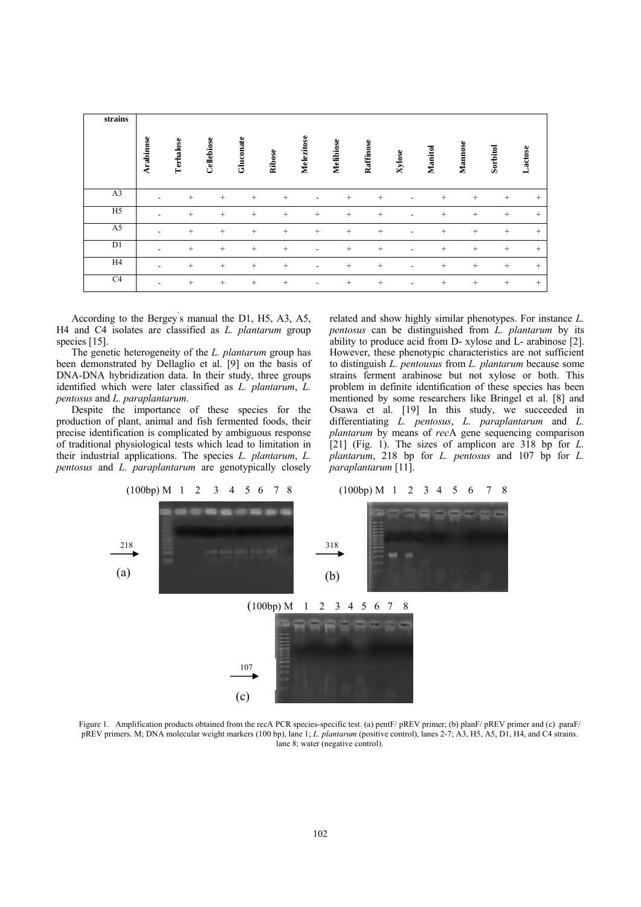| strains | Arabinose | Terhalose | Cellebiose | Gluconate | Ribose | Melezitose | Melibiose | Raffinose | Xylose | Manitol | Mannose | Sorbitol | Lactose |
|---|---|---|---|---|---|---|---|---|---|---|---|---|---|
| A3 | - | + | + | + | + | - | + | + | - | + | + | + | + |
| H5 | - | + | + | + | + | + | + | + | - | + | + | + | + |
| A5 | - | + | + | + | + | + | + | + | - | + | + | + | + |
| D1 | - | + | + | + | + | - | + | + | - | + | + | + | + |
| H4 | - | + | + | + | + | - | + | + | - | + | + | + | + |
| C4 | - | + | + | + | + | - | + | + | - | + | + | + | + |

According to the Bergey's manual the D1, H5, A3, A5, H4 and C4 isolates are classified as *L. plantarum* group species [15].

The genetic heterogeneity of the *L. plantarum* group has been demonstrated by Dellaglio et al. [9] on the basis of DNA-DNA hybridization data. In their study, three groups identified which were later classified as *L. plantarum*, *L. pentosus* and *L. paraplantarum*.

Despite the importance of these species for the production of plant, animal and fish fermented foods, their precise identification is complicated by ambiguous response of traditional physiological tests which lead to limitation in their industrial applications. The species *L. plantarum*, *L. pentosus* and *L. paraplantarum* are genotypically closely related and show highly similar phenotypes. For instance *L. pentosus* can be distinguished from *L. plantarum* by its ability to produce acid from D- xylose and L- arabinose [2]. However, these phenotypic characteristics are not sufficient to distinguish *L. pentousus* from *L. plantarum* because some strains ferment arabinose but not xylose or both. This problem in definite identification of these species has been mentioned by some researchers like Bringel et al. [8] and Osawa et al. [19] In this study, we succeeded in differentiating *L. pentosus*, *L. paraplantarum* and *L. plantarum* by means of *rec*A gene sequencing comparison [21] (Fig. 1). The sizes of amplicon are 318 bp for *L. plantarum*, 218 bp for *L. pentosus* and 107 bp for *L. paraplantarum* [11].

Figure 1. Amplification products obtained from the recA PCR species-specific test. (a) pentF/ pREV primer; (b) planF/ pREV primer and (c) .paraF/ pREV primers. M; DNA molecular weight markers (100 bp), lane 1; *L. plantarum* (positive control), lanes 2-7; A3, H5, A5, D1, H4, and C4 strains. lane 8; water (negative control).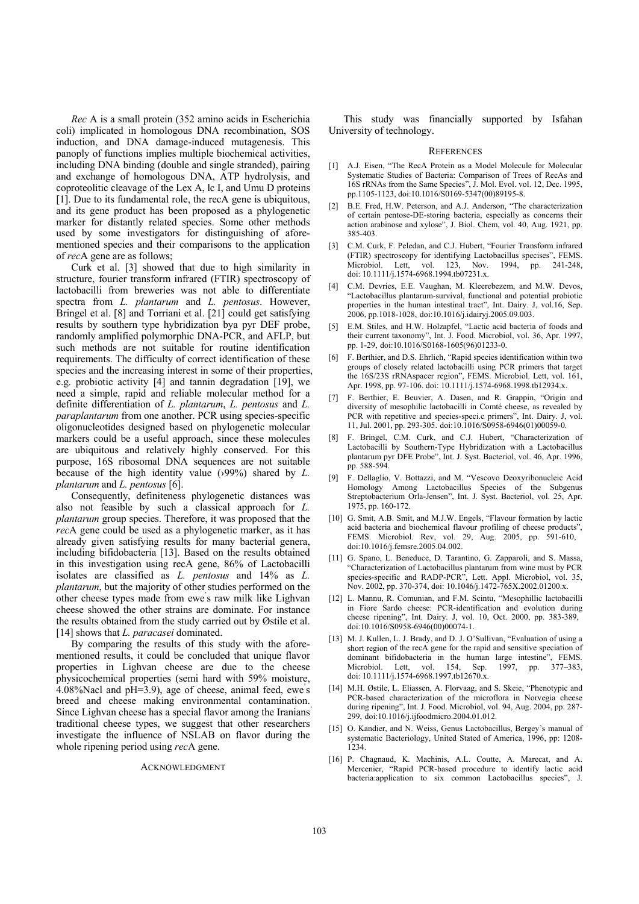*Rec* A is a small protein (352 amino acids in Escherichia coli) implicated in homologous DNA recombination, SOS induction, and DNA damage-induced mutagenesis. This panoply of functions implies multiple biochemical activities, including DNA binding (double and single stranded), pairing and exchange of homologous DNA, ATP hydrolysis, and coproteolitic cleavage of the Lex A, lc I, and Umu D proteins [1]. Due to its fundamental role, the recA gene is ubiquitous, and its gene product has been proposed as a phylogenetic marker for distantly related species. Some other methods used by some investigators for distinguishing of aforementioned species and their comparisons to the application of *rec*A gene are as follows;

Curk et al. [3] showed that due to high similarity in structure, fourier transform infrared (FTIR) spectroscopy of lactobacilli from breweries was not able to differentiate spectra from *L. plantarum* and *L. pentosus*. However, Bringel et al. [8] and Torriani et al. [21] could get satisfying results by southern type hybridization bya pyr DEF probe, randomly amplified polymorphic DNA-PCR, and AFLP, but such methods are not suitable for routine identification requirements. The difficulty of correct identification of these species and the increasing interest in some of their properties, e.g. probiotic activity [4] and tannin degradation [19], we need a simple, rapid and reliable molecular method for a definite differentiation of *L. plantarum*, *L. pentosus* and *L. paraplantarum* from one another. PCR using species-specific oligonucleotides designed based on phylogenetic molecular markers could be a useful approach, since these molecules are ubiquitous and relatively highly conserved. For this purpose, 16S ribosomal DNA sequences are not suitable because of the high identity value (›99%) shared by *L. plantarum* and *L. pentosus* [6].

Consequently, definiteness phylogenetic distances was also not feasible by such a classical approach for *L. plantarum* group species. Therefore, it was proposed that the *rec*A gene could be used as a phylogenetic marker, as it has already given satisfying results for many bacterial genera, including bifidobacteria [13]. Based on the results obtained in this investigation using recA gene, 86% of Lactobacilli isolates are classified as *L. pentosus* and 14% as *L. plantarum*, but the majority of other studies performed on the other cheese types made from ewe's raw milk like Lighvan cheese showed the other strains are dominate. For instance the results obtained from the study carried out by Østile et al. [14] shows that *L. paracasei* dominated.

By comparing the results of this study with the aforementioned results, it could be concluded that unique flavor properties in Lighvan cheese are due to the cheese physicochemical properties (semi hard with 59% moisture, 4.08%Nacl and pH=3.9), age of cheese, animal feed, ewe's breed and cheese making environmental contamination. Since Lighvan cheese has a special flavor among the Iranians' traditional cheese types, we suggest that other researchers investigate the influence of NSLAB on flavor during the whole ripening period using *rec*A gene.

## Acknowledgment

This study was financially supported by Isfahan University of technology.

## References

[1] A.J. Eisen, "The RecA Protein as a Model Molecule for Molecular Systematic Studies of Bacteria: Comparison of Trees of RecAs and 16S rRNAs from the Same Species", J. Mol. Evol. vol. 12, Dec. 1995, pp.1105-1123, doi:10.1016/S0169-5347(00)89195-8.

[2] B.E. Fred, H.W. Peterson, and A.J. Anderson, "The characterization of certain pentose-DE-storing bacteria, especially as concerns their action arabinose and xylose", J. Biol. Chem, vol. 40, Aug. 1921, pp. 385-403.

[3] C.M. Curk, F. Peledan, and C.J. Hubert, "Fourier Transform infrared (FTIR) spectroscopy for identifying Lactobacillus specises", FEMS. Microbiol. Lett, vol. 123, Nov. 1994, pp. 241-248, doi: 10.1111/j.1574-6968.1994.tb07231.x.

[4] C.M. Devries, E.E. Vaughan, M. Kleerebezem, and M.W. Devos, "Lactobacillus plantarum-survival, functional and potential probiotic properties in the human intestinal tract", Int. Dairy. J, vol.16, Sep. 2006, pp.1018-1028, doi:10.1016/j.idairyj.2005.09.003.

[5] E.M. Stiles, and H.W. Holzapfel, "Lactic acid bacteria of foods and their current taxonomy", Int. J. Food. Microbiol, vol. 36, Apr. 1997, pp. 1-29, doi:10.1016/S0168-1605(96)01233-0.

[6] F. Berthier, and D.S. Ehrlich, "Rapid species identification within two groups of closely related lactobacilli using PCR primers that target the 16S/23S rRNAspacer region", FEMS. Microbiol. Lett, vol. 161, Apr. 1998, pp. 97-106. doi: 10.1111/j.1574-6968.1998.tb12934.x.

[7] F. Berthier, E. Beuvier, A. Dasen, and R. Grappin, "Origin and diversity of mesophilic lactobacilli in Comté cheese, as revealed by PCR with repetitive and species-speci.c primers", Int. Dairy. J, vol. 11, Jul. 2001, pp. 293-305. doi:10.1016/S0958-6946(01)00059-0.

[8] F. Bringel, C.M. Curk, and C.J. Hubert, "Characterization of Lactobacilli by Southern-Type Hybridization with a Lactobacillus plantarum pyr DFE Probe", Int. J. Syst. Bacteriol, vol. 46, Apr. 1996, pp. 588-594.

[9] F. Dellaglio, V. Bottazzi, and M. "Vescovo Deoxyribonucleic Acid Homology Among Lactobacillus Species of the Subgenus Streptobacterium Orla-Jensen", Int. J. Syst. Bacteriol, vol. 25, Apr. 1975, pp. 160-172.

[10] G. Smit, A.B. Smit, and M.J.W. Engels, "Flavour formation by lactic acid bacteria and biochemical flavour profiling of cheese products", FEMS. Microbiol. Rev, vol. 29, Aug. 2005, pp. 591-610, doi:10.1016/j.femsre.2005.04.002.

[11] G. Spano, L. Beneduce, D. Tarantino, G. Zapparoli, and S. Massa, "Characterization of Lactobacillus plantarum from wine must by PCR species-specific and RADP-PCR", Lett. Appl. Microbiol, vol. 35, Nov. 2002, pp. 370-374, doi: 10.1046/j.1472-765X.2002.01200.x.

[12] L. Mannu, R. Comunian, and F.M. Scintu, "Mesophillic lactobacilli in Fiore Sardo cheese: PCR-identification and evolution during cheese ripening", Int. Dairy. J, vol. 10, Oct. 2000, pp. 383-389, doi:10.1016/S0958-6946(00)00074-1.

[13] M. J. Kullen, L. J. Brady, and D. J. O'Sullivan, "Evaluation of using a short region of the recA gene for the rapid and sensitive speciation of dominant bifidobacteria in the human large intestine", FEMS. Microbiol. Lett, vol. 154, Sep. 1997, pp. 377–383, doi: 10.1111/j.1574-6968.1997.tb12670.x.

[14] M.H. Østile, L. Eliassen, A. Florvaag, and S. Skeie, "Phenotypic and PCR-based characterization of the microflora in Norvegia cheese during ripening", Int. J. Food. Microbiol, vol. 94, Aug. 2004, pp. 287-299, doi:10.1016/j.ijfoodmicro.2004.01.012.

[15] O. Kandier, and N. Weiss, Genus Lactobacillus, Bergey's manual of systematic Bacteriology, United Stated of America, 1996, pp: 1208-1234.

[16] P. Chagnaud, K. Machinis, A.L. Coutte, A. Marecat, and A. Mercenier, "Rapid PCR-based procedure to identify lactic acid bacteria:application to six common Lactobacillus species", J.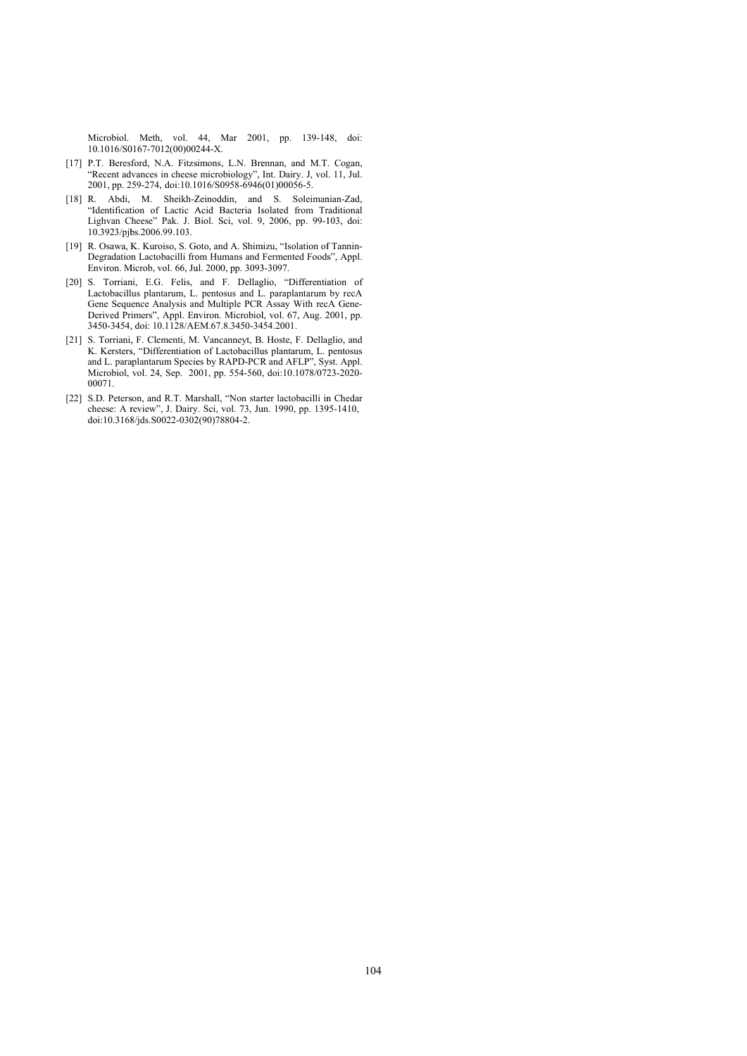Microbiol. Meth, vol. 44, Mar 2001, pp. 139-148, doi: 10.1016/S0167-7012(00)00244-X.

[17] P.T. Beresford, N.A. Fitzsimons, L.N. Brennan, and M.T. Cogan, "Recent advances in cheese microbiology", Int. Dairy. J, vol. 11, Jul. 2001, pp. 259-274, doi:10.1016/S0958-6946(01)00056-5.

[18] R. Abdi, M. Sheikh-Zeinoddin, and S. Soleimanian-Zad, "Identification of Lactic Acid Bacteria Isolated from Traditional Lighvan Cheese" Pak. J. Biol. Sci, vol. 9, 2006, pp. 99-103, doi: 10.3923/pjbs.2006.99.103.

[19] R. Osawa, K. Kuroiso, S. Goto, and A. Shimizu, "Isolation of Tannin-Degradation Lactobacilli from Humans and Fermented Foods", Appl. Environ. Microb, vol. 66, Jul. 2000, pp. 3093-3097.

[20] S. Torriani, E.G. Felis, and F. Dellaglio, "Differentiation of Lactobacillus plantarum, L. pentosus and L. paraplantarum by recA Gene Sequence Analysis and Multiple PCR Assay With recA Gene-Derived Primers", Appl. Environ. Microbiol, vol. 67, Aug. 2001, pp. 3450-3454, doi: 10.1128/AEM.67.8.3450-3454.2001.

[21] S. Torriani, F. Clementi, M. Vancanneyt, B. Hoste, F. Dellaglio, and K. Kersters, "Differentiation of Lactobacillus plantarum, L. pentosus and L. paraplantarum Species by RAPD-PCR and AFLP", Syst. Appl. Microbiol, vol. 24, Sep. 2001, pp. 554-560, doi:10.1078/0723-2020-00071.

[22] S.D. Peterson, and R.T. Marshall, "Non starter lactobacilli in Chedar cheese: A review", J. Dairy. Sci, vol. 73, Jun. 1990, pp. 1395-1410, doi:10.3168/jds.S0022-0302(90)78804-2.